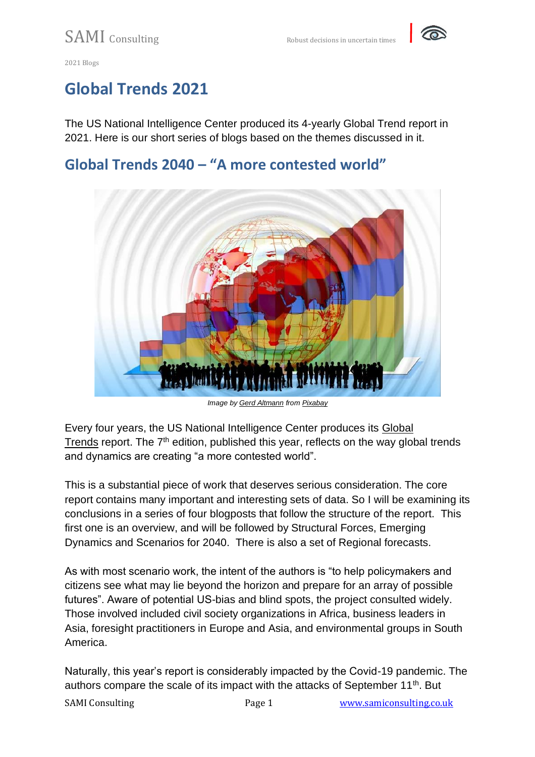2021 Blogs

# Global Trends 2021

The US National Intelligence Center produced its 4-yearly Global Trend report in 2021. Here is our short series of blogs based on the themes discussed in it.

## Global Trends 2040 – "A more contested world"

*Image by Gerd Altmann from Pixabay*

Every four years, the US National Intelligence Center produces its Global Trends report. The 7th edition, published this year, reflects on the way global trends and dynamics are creating "a more contested world".

This is a substantial piece of work that deserves serious consideration. The core report contains many important and interesting sets of data. So I will be examining its conclusions in a series of four blogposts that follow the structure of the report. This first one is an overview, and will be followed by Structural Forces, Emerging Dynamics and Scenarios for 2040. There is also a set of Regional forecasts.

As with most scenario work, the intent of the authors is "to help policymakers and citizens see what may lie beyond the horizon and prepare for an array of possible futures". Aware of potential US-bias and blind spots, the project consulted widely. Those involved included civil society organizations in Africa, business leaders in Asia, foresight practitioners in Europe and Asia, and environmental groups in South America.

Naturally, this year's report is considerably impacted by the Covid-19 pandemic. The authors compare the scale of its impact with the attacks of September 11th. But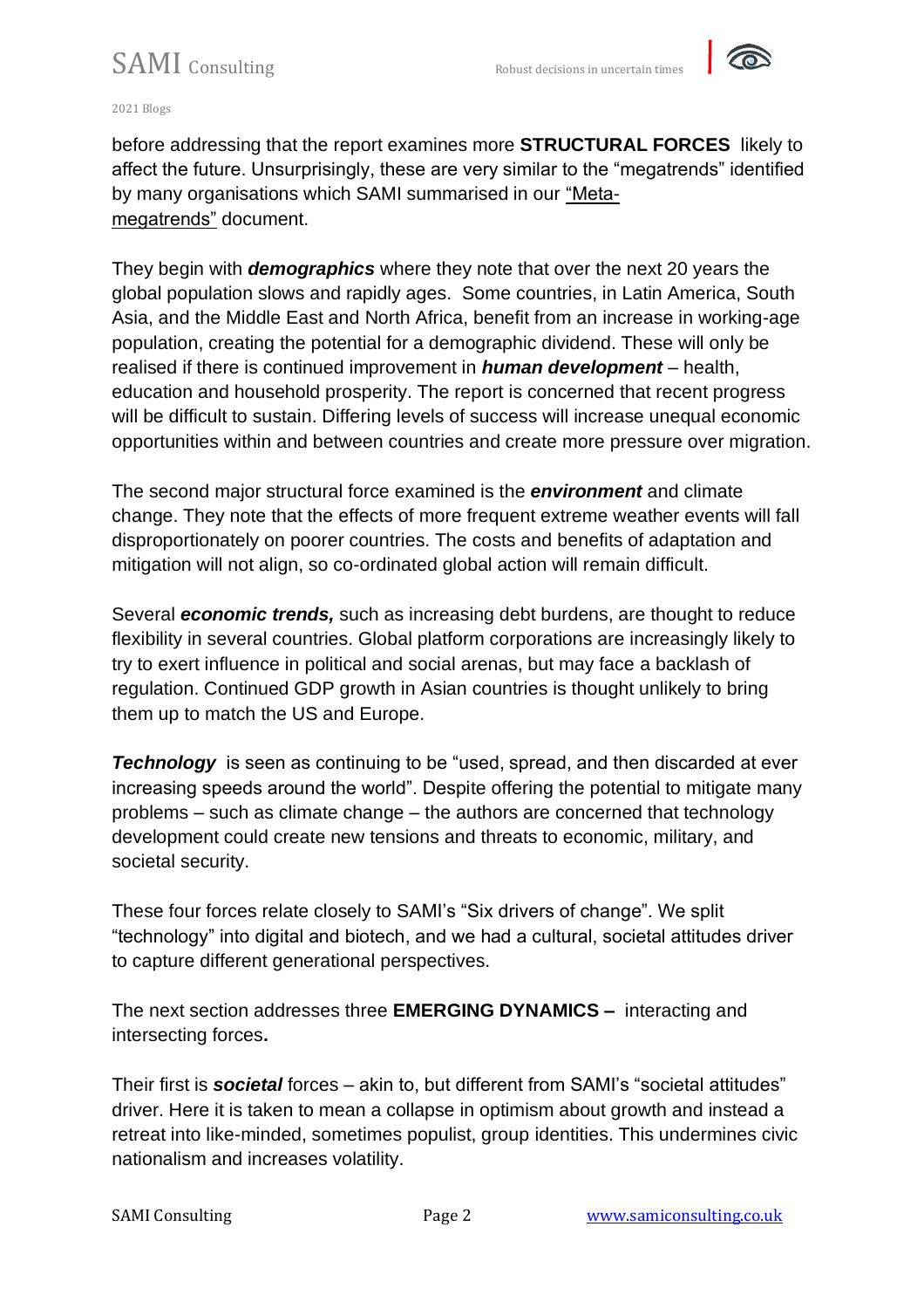before addressing that the report examines more **STRUCTURAL FORCES** likely to affect the future. Unsurprisingly, these are very similar to the "megatrends" identified by many organisations which SAMI summarised in our "Meta-megatrends" document.

They begin with ***demographics*** where they note that over the next 20 years the global population slows and rapidly ages. Some countries, in Latin America, South Asia, and the Middle East and North Africa, benefit from an increase in working-age population, creating the potential for a demographic dividend. These will only be realised if there is continued improvement in ***human development*** – health, education and household prosperity. The report is concerned that recent progress will be difficult to sustain. Differing levels of success will increase unequal economic opportunities within and between countries and create more pressure over migration.

The second major structural force examined is the ***environment*** and climate change. They note that the effects of more frequent extreme weather events will fall disproportionately on poorer countries. The costs and benefits of adaptation and mitigation will not align, so co-ordinated global action will remain difficult.

Several ***economic trends,*** such as increasing debt burdens, are thought to reduce flexibility in several countries. Global platform corporations are increasingly likely to try to exert influence in political and social arenas, but may face a backlash of regulation. Continued GDP growth in Asian countries is thought unlikely to bring them up to match the US and Europe.

***Technology*** is seen as continuing to be "used, spread, and then discarded at ever increasing speeds around the world". Despite offering the potential to mitigate many problems – such as climate change – the authors are concerned that technology development could create new tensions and threats to economic, military, and societal security.

These four forces relate closely to SAMI's "Six drivers of change". We split "technology" into digital and biotech, and we had a cultural, societal attitudes driver to capture different generational perspectives.

The next section addresses three **EMERGING DYNAMICS –** interacting and intersecting forces**.**

Their first is ***societal*** forces – akin to, but different from SAMI's "societal attitudes" driver. Here it is taken to mean a collapse in optimism about growth and instead a retreat into like-minded, sometimes populist, group identities. This undermines civic nationalism and increases volatility.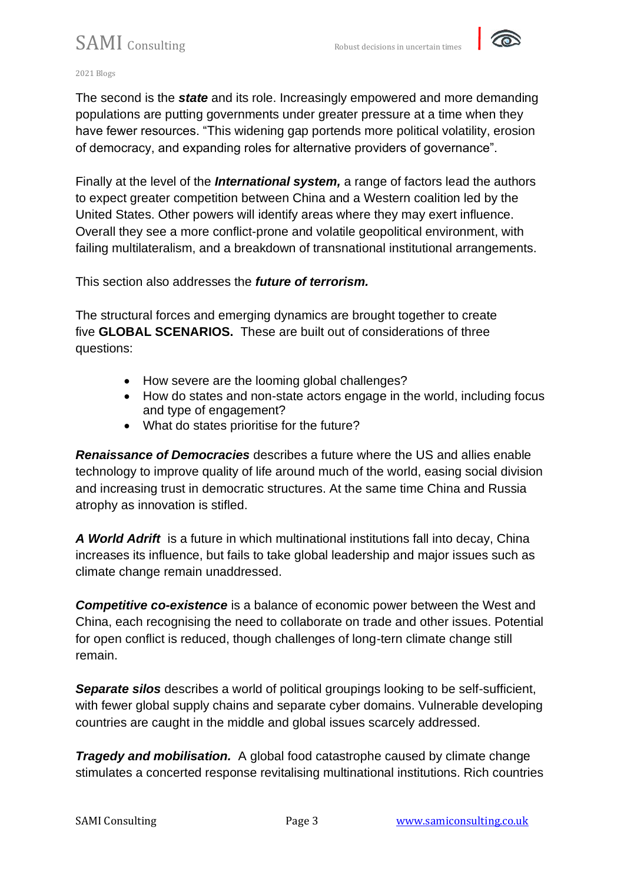The second is the ***state*** and its role. Increasingly empowered and more demanding populations are putting governments under greater pressure at a time when they have fewer resources. "This widening gap portends more political volatility, erosion of democracy, and expanding roles for alternative providers of governance".

Finally at the level of the ***International system,*** a range of factors lead the authors to expect greater competition between China and a Western coalition led by the United States. Other powers will identify areas where they may exert influence. Overall they see a more conflict-prone and volatile geopolitical environment, with failing multilateralism, and a breakdown of transnational institutional arrangements.

This section also addresses the ***future of terrorism.***

The structural forces and emerging dynamics are brought together to create five **GLOBAL SCENARIOS.** These are built out of considerations of three questions:

- How severe are the looming global challenges?
- How do states and non-state actors engage in the world, including focus and type of engagement?
- What do states prioritise for the future?

***Renaissance of Democracies*** describes a future where the US and allies enable technology to improve quality of life around much of the world, easing social division and increasing trust in democratic structures. At the same time China and Russia atrophy as innovation is stifled.

***A World Adrift*** is a future in which multinational institutions fall into decay, China increases its influence, but fails to take global leadership and major issues such as climate change remain unaddressed.

***Competitive co-existence*** is a balance of economic power between the West and China, each recognising the need to collaborate on trade and other issues. Potential for open conflict is reduced, though challenges of long-tern climate change still remain.

***Separate silos*** describes a world of political groupings looking to be self-sufficient, with fewer global supply chains and separate cyber domains. Vulnerable developing countries are caught in the middle and global issues scarcely addressed.

***Tragedy and mobilisation.*** A global food catastrophe caused by climate change stimulates a concerted response revitalising multinational institutions. Rich countries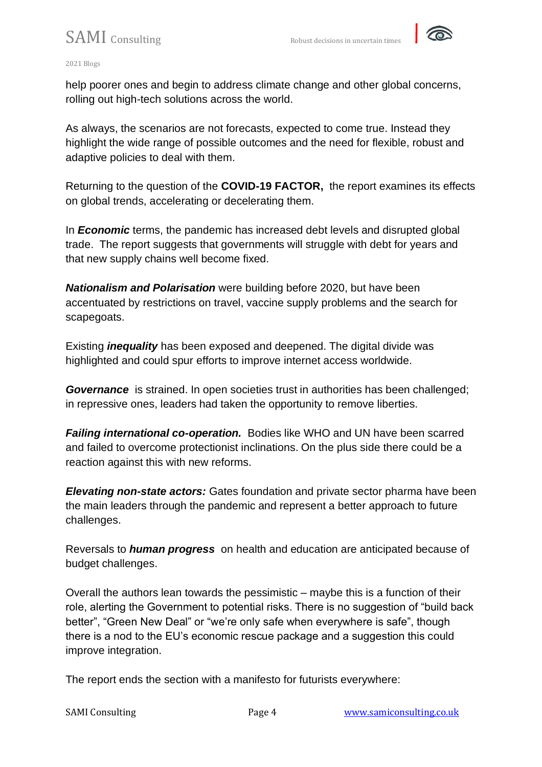help poorer ones and begin to address climate change and other global concerns, rolling out high-tech solutions across the world.

As always, the scenarios are not forecasts, expected to come true. Instead they highlight the wide range of possible outcomes and the need for flexible, robust and adaptive policies to deal with them.

Returning to the question of the **COVID-19 FACTOR,** the report examines its effects on global trends, accelerating or decelerating them.

In ***Economic*** terms, the pandemic has increased debt levels and disrupted global trade. The report suggests that governments will struggle with debt for years and that new supply chains well become fixed.

***Nationalism and Polarisation*** were building before 2020, but have been accentuated by restrictions on travel, vaccine supply problems and the search for scapegoats.

Existing ***inequality*** has been exposed and deepened. The digital divide was highlighted and could spur efforts to improve internet access worldwide.

***Governance*** is strained. In open societies trust in authorities has been challenged; in repressive ones, leaders had taken the opportunity to remove liberties.

***Failing international co-operation.*** Bodies like WHO and UN have been scarred and failed to overcome protectionist inclinations. On the plus side there could be a reaction against this with new reforms.

***Elevating non-state actors:*** Gates foundation and private sector pharma have been the main leaders through the pandemic and represent a better approach to future challenges.

Reversals to ***human progress*** on health and education are anticipated because of budget challenges.

Overall the authors lean towards the pessimistic – maybe this is a function of their role, alerting the Government to potential risks. There is no suggestion of "build back better", "Green New Deal" or "we're only safe when everywhere is safe", though there is a nod to the EU's economic rescue package and a suggestion this could improve integration.

The report ends the section with a manifesto for futurists everywhere: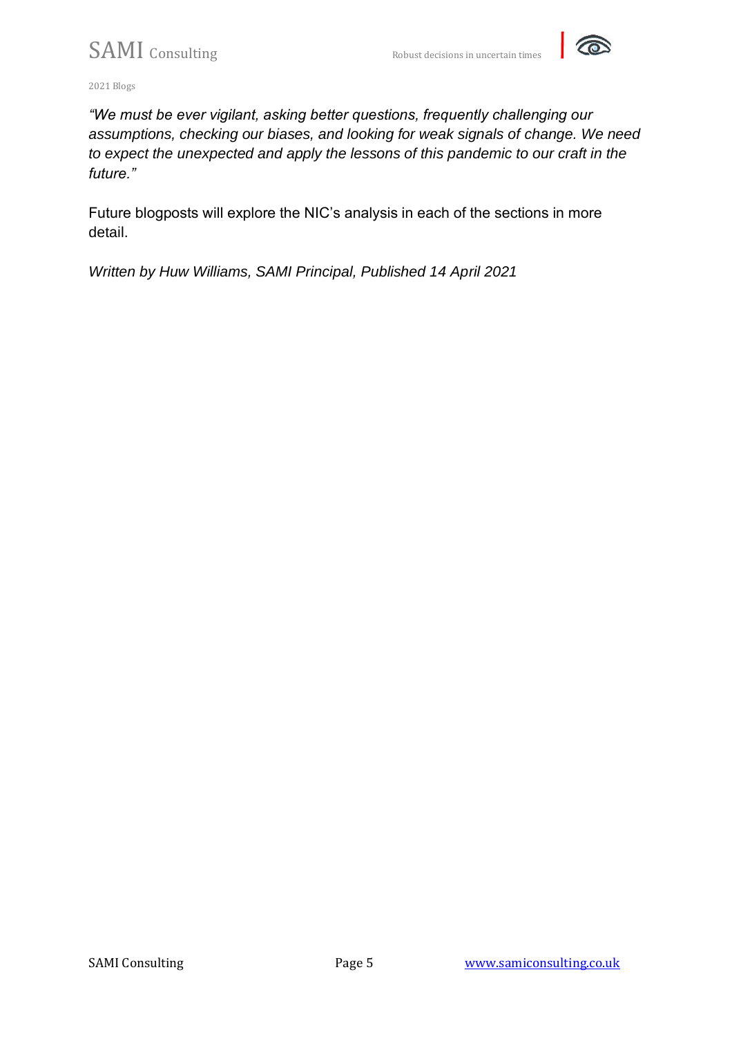*"We must be ever vigilant, asking better questions, frequently challenging our assumptions, checking our biases, and looking for weak signals of change. We need to expect the unexpected and apply the lessons of this pandemic to our craft in the future."*

Future blogposts will explore the NIC's analysis in each of the sections in more detail.

*Written by Huw Williams, SAMI Principal, Published 14 April 2021*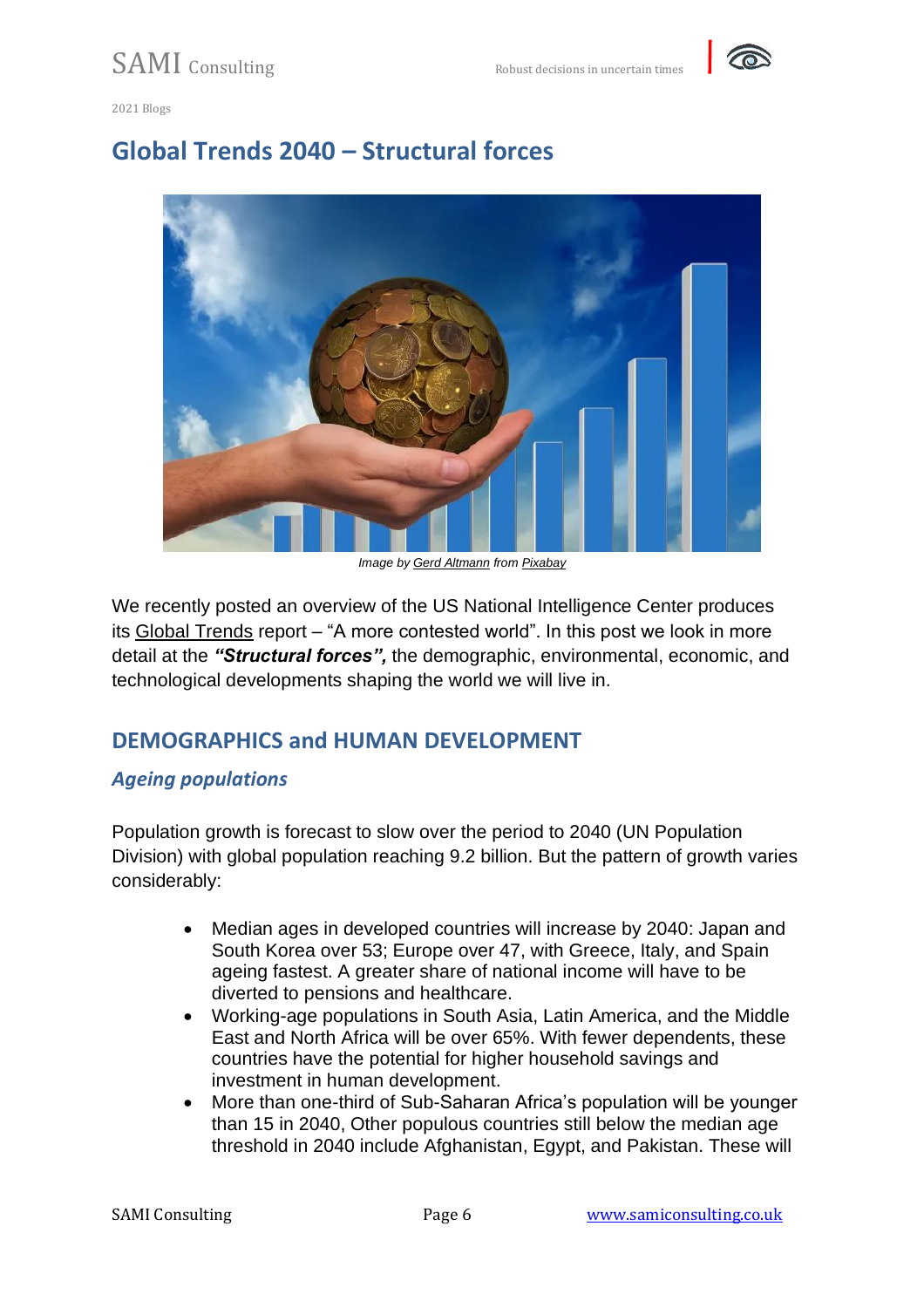2021 Blogs

# Global Trends 2040 – Structural forces

Image by Gerd Altmann from Pixabay

We recently posted an overview of the US National Intelligence Center produces its Global Trends report – "A more contested world". In this post we look in more detail at the ***"Structural forces",*** the demographic, environmental, economic, and technological developments shaping the world we will live in.

## DEMOGRAPHICS and HUMAN DEVELOPMENT

### *Ageing populations*

Population growth is forecast to slow over the period to 2040 (UN Population Division) with global population reaching 9.2 billion. But the pattern of growth varies considerably:

- Median ages in developed countries will increase by 2040: Japan and South Korea over 53; Europe over 47, with Greece, Italy, and Spain ageing fastest. A greater share of national income will have to be diverted to pensions and healthcare.
- Working-age populations in South Asia, Latin America, and the Middle East and North Africa will be over 65%. With fewer dependents, these countries have the potential for higher household savings and investment in human development.
- More than one-third of Sub-Saharan Africa's population will be younger than 15 in 2040, Other populous countries still below the median age threshold in 2040 include Afghanistan, Egypt, and Pakistan. These will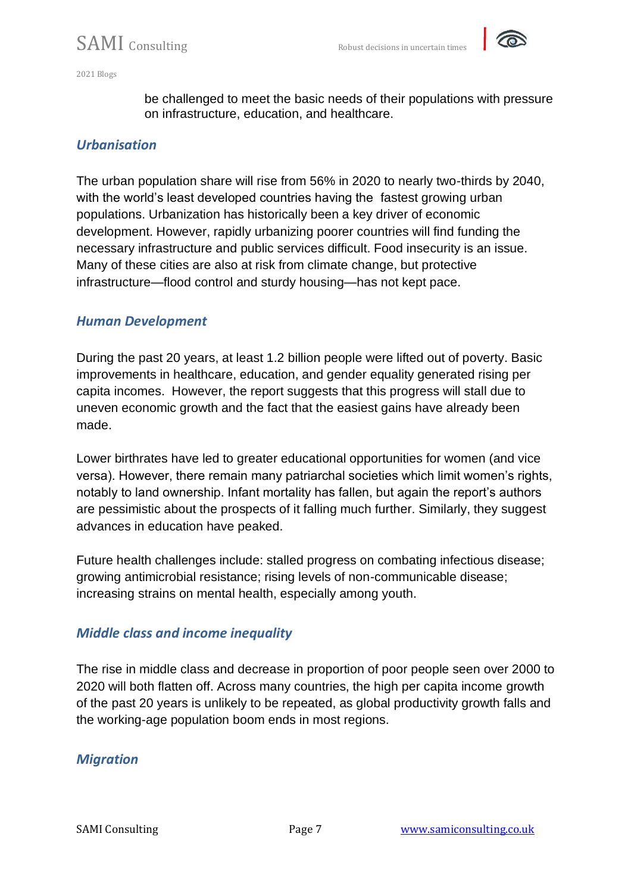be challenged to meet the basic needs of their populations with pressure on infrastructure, education, and healthcare.

### *Urbanisation*

The urban population share will rise from 56% in 2020 to nearly two-thirds by 2040, with the world's least developed countries having the fastest growing urban populations. Urbanization has historically been a key driver of economic development. However, rapidly urbanizing poorer countries will find funding the necessary infrastructure and public services difficult. Food insecurity is an issue. Many of these cities are also at risk from climate change, but protective infrastructure—flood control and sturdy housing—has not kept pace.

### *Human Development*

During the past 20 years, at least 1.2 billion people were lifted out of poverty. Basic improvements in healthcare, education, and gender equality generated rising per capita incomes. However, the report suggests that this progress will stall due to uneven economic growth and the fact that the easiest gains have already been made.

Lower birthrates have led to greater educational opportunities for women (and vice versa). However, there remain many patriarchal societies which limit women's rights, notably to land ownership. Infant mortality has fallen, but again the report's authors are pessimistic about the prospects of it falling much further. Similarly, they suggest advances in education have peaked.

Future health challenges include: stalled progress on combating infectious disease; growing antimicrobial resistance; rising levels of non-communicable disease; increasing strains on mental health, especially among youth.

### *Middle class and income inequality*

The rise in middle class and decrease in proportion of poor people seen over 2000 to 2020 will both flatten off. Across many countries, the high per capita income growth of the past 20 years is unlikely to be repeated, as global productivity growth falls and the working-age population boom ends in most regions.

### *Migration*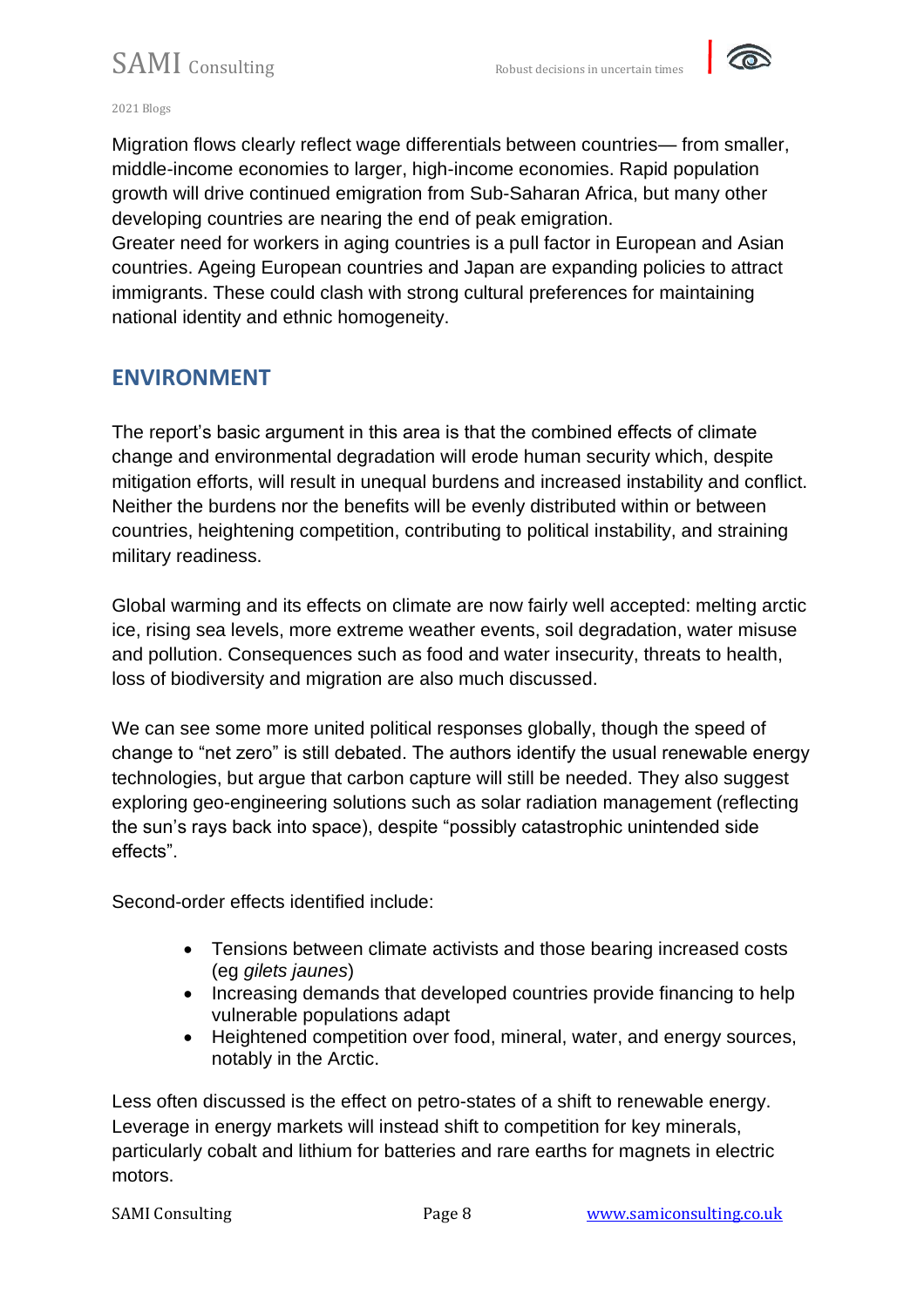Migration flows clearly reflect wage differentials between countries— from smaller, middle-income economies to larger, high-income economies. Rapid population growth will drive continued emigration from Sub-Saharan Africa, but many other developing countries are nearing the end of peak emigration.
Greater need for workers in aging countries is a pull factor in European and Asian countries. Ageing European countries and Japan are expanding policies to attract immigrants. These could clash with strong cultural preferences for maintaining national identity and ethnic homogeneity.

## ENVIRONMENT

The report's basic argument in this area is that the combined effects of climate change and environmental degradation will erode human security which, despite mitigation efforts, will result in unequal burdens and increased instability and conflict. Neither the burdens nor the benefits will be evenly distributed within or between countries, heightening competition, contributing to political instability, and straining military readiness.

Global warming and its effects on climate are now fairly well accepted: melting arctic ice, rising sea levels, more extreme weather events, soil degradation, water misuse and pollution. Consequences such as food and water insecurity, threats to health, loss of biodiversity and migration are also much discussed.

We can see some more united political responses globally, though the speed of change to "net zero" is still debated. The authors identify the usual renewable energy technologies, but argue that carbon capture will still be needed. They also suggest exploring geo-engineering solutions such as solar radiation management (reflecting the sun's rays back into space), despite "possibly catastrophic unintended side effects".

Second-order effects identified include:

- Tensions between climate activists and those bearing increased costs (eg *gilets jaunes*)
- Increasing demands that developed countries provide financing to help vulnerable populations adapt
- Heightened competition over food, mineral, water, and energy sources, notably in the Arctic.

Less often discussed is the effect on petro-states of a shift to renewable energy. Leverage in energy markets will instead shift to competition for key minerals, particularly cobalt and lithium for batteries and rare earths for magnets in electric motors.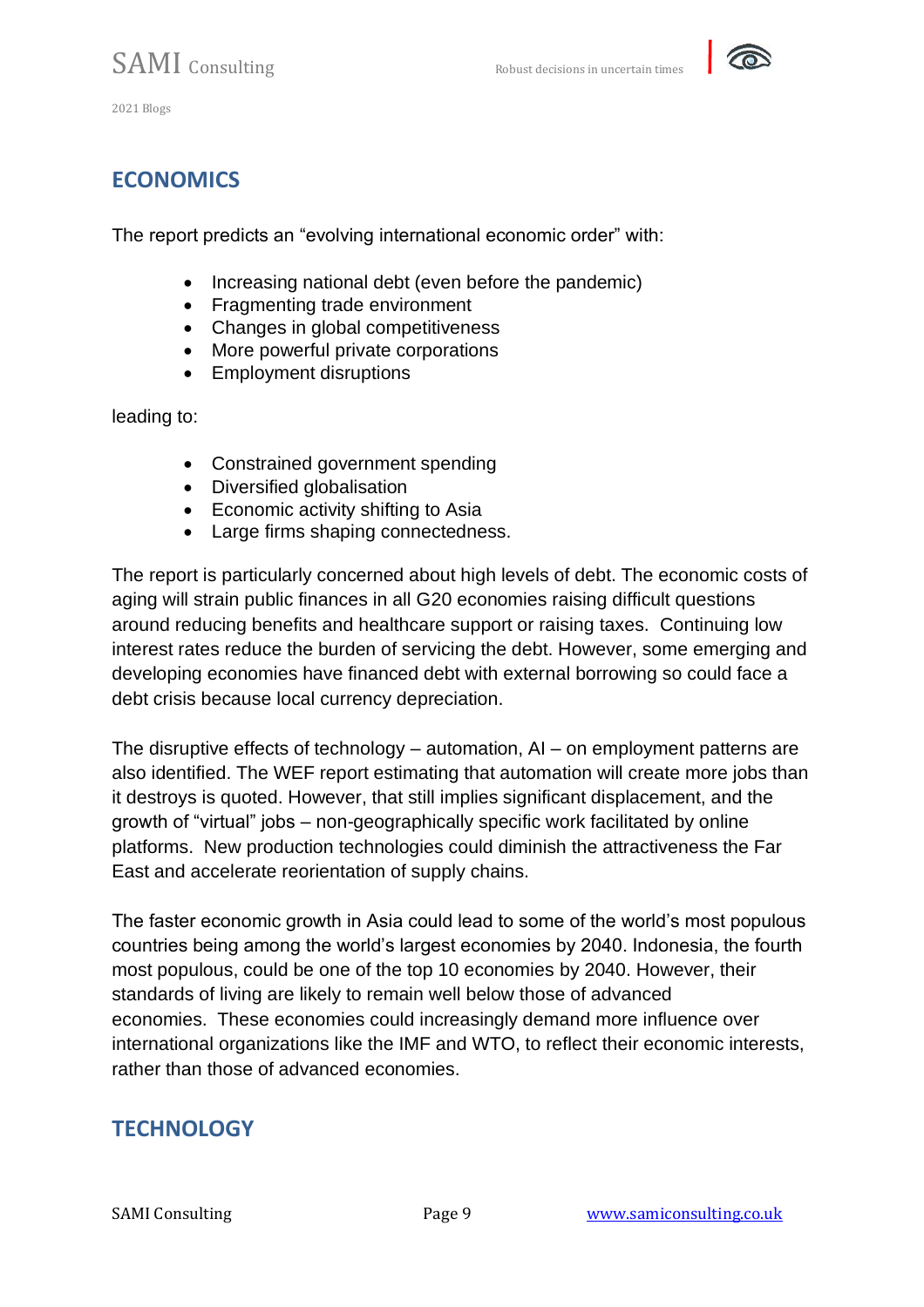## ECONOMICS

The report predicts an "evolving international economic order" with:

- Increasing national debt (even before the pandemic)
- Fragmenting trade environment
- Changes in global competitiveness
- More powerful private corporations
- Employment disruptions

leading to:

- Constrained government spending
- Diversified globalisation
- Economic activity shifting to Asia
- Large firms shaping connectedness.

The report is particularly concerned about high levels of debt. The economic costs of aging will strain public finances in all G20 economies raising difficult questions around reducing benefits and healthcare support or raising taxes. Continuing low interest rates reduce the burden of servicing the debt. However, some emerging and developing economies have financed debt with external borrowing so could face a debt crisis because local currency depreciation.

The disruptive effects of technology – automation, AI – on employment patterns are also identified. The WEF report estimating that automation will create more jobs than it destroys is quoted. However, that still implies significant displacement, and the growth of "virtual" jobs – non-geographically specific work facilitated by online platforms. New production technologies could diminish the attractiveness the Far East and accelerate reorientation of supply chains.

The faster economic growth in Asia could lead to some of the world's most populous countries being among the world's largest economies by 2040. Indonesia, the fourth most populous, could be one of the top 10 economies by 2040. However, their standards of living are likely to remain well below those of advanced economies. These economies could increasingly demand more influence over international organizations like the IMF and WTO, to reflect their economic interests, rather than those of advanced economies.

## TECHNOLOGY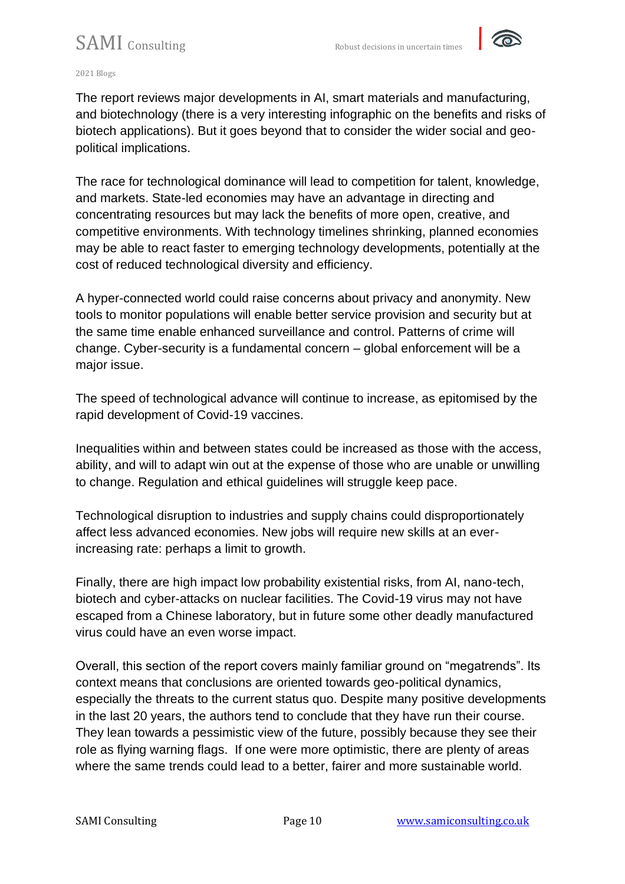The report reviews major developments in AI, smart materials and manufacturing, and biotechnology (there is a very interesting infographic on the benefits and risks of biotech applications). But it goes beyond that to consider the wider social and geo-political implications.

The race for technological dominance will lead to competition for talent, knowledge, and markets. State-led economies may have an advantage in directing and concentrating resources but may lack the benefits of more open, creative, and competitive environments. With technology timelines shrinking, planned economies may be able to react faster to emerging technology developments, potentially at the cost of reduced technological diversity and efficiency.

A hyper-connected world could raise concerns about privacy and anonymity. New tools to monitor populations will enable better service provision and security but at the same time enable enhanced surveillance and control. Patterns of crime will change. Cyber-security is a fundamental concern – global enforcement will be a major issue.

The speed of technological advance will continue to increase, as epitomised by the rapid development of Covid-19 vaccines.

Inequalities within and between states could be increased as those with the access, ability, and will to adapt win out at the expense of those who are unable or unwilling to change. Regulation and ethical guidelines will struggle keep pace.

Technological disruption to industries and supply chains could disproportionately affect less advanced economies. New jobs will require new skills at an ever-increasing rate: perhaps a limit to growth.

Finally, there are high impact low probability existential risks, from AI, nano-tech, biotech and cyber-attacks on nuclear facilities. The Covid-19 virus may not have escaped from a Chinese laboratory, but in future some other deadly manufactured virus could have an even worse impact.

Overall, this section of the report covers mainly familiar ground on "megatrends". Its context means that conclusions are oriented towards geo-political dynamics, especially the threats to the current status quo. Despite many positive developments in the last 20 years, the authors tend to conclude that they have run their course. They lean towards a pessimistic view of the future, possibly because they see their role as flying warning flags. If one were more optimistic, there are plenty of areas where the same trends could lead to a better, fairer and more sustainable world.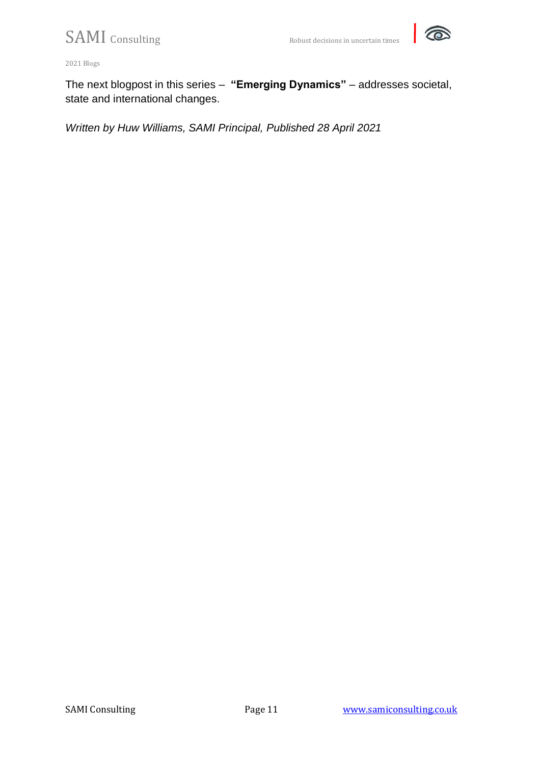The next blogpost in this series – **"Emerging Dynamics"** – addresses societal, state and international changes.

*Written by Huw Williams, SAMI Principal, Published 28 April 2021*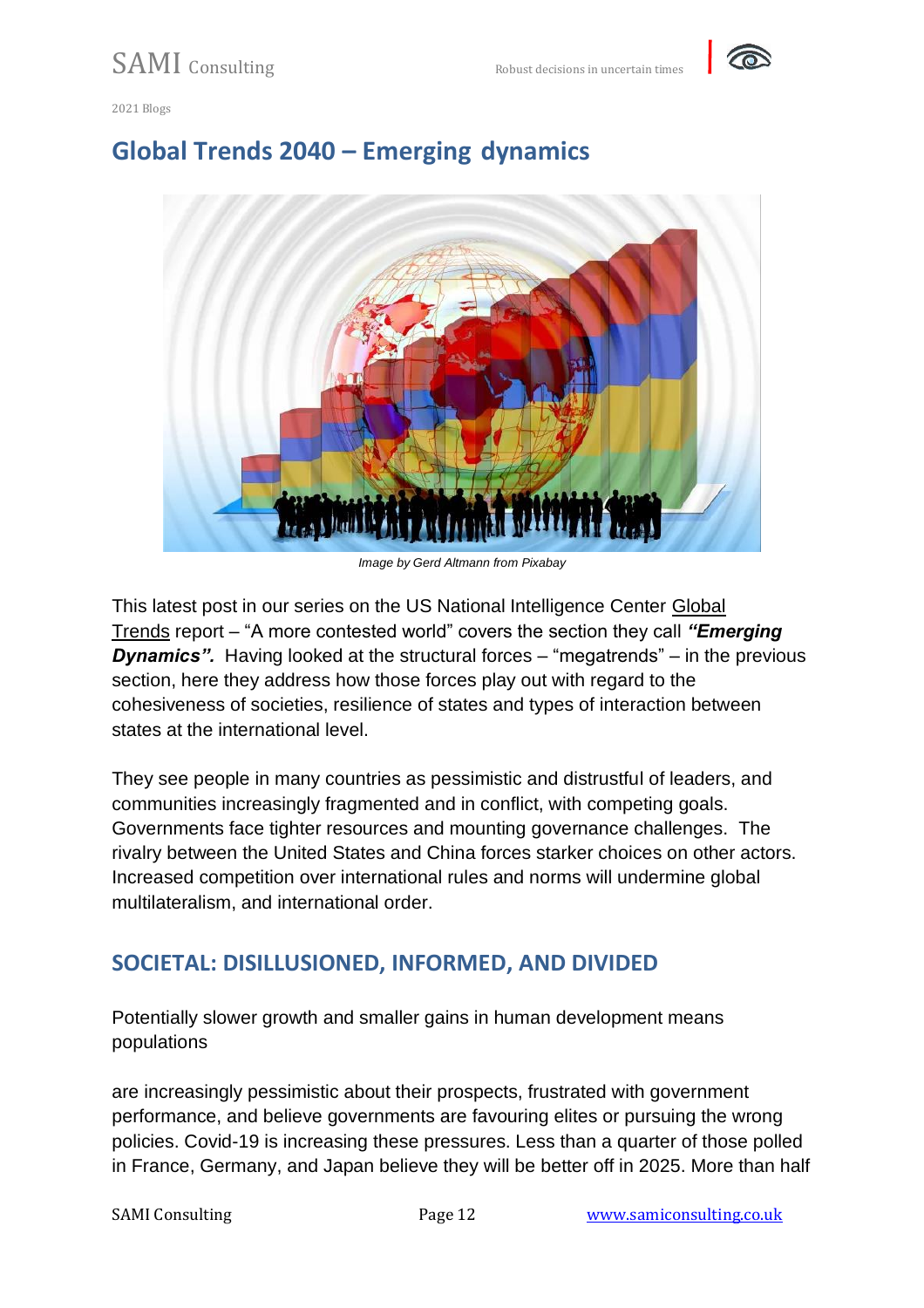2021 Blogs

# Global Trends 2040 – Emerging dynamics

*Image by Gerd Altmann from Pixabay*

This latest post in our series on the US National Intelligence Center Global Trends report – "A more contested world" covers the section they call ***"Emerging Dynamics".*** Having looked at the structural forces – "megatrends" – in the previous section, here they address how those forces play out with regard to the cohesiveness of societies, resilience of states and types of interaction between states at the international level.

They see people in many countries as pessimistic and distrustful of leaders, and communities increasingly fragmented and in conflict, with competing goals. Governments face tighter resources and mounting governance challenges. The rivalry between the United States and China forces starker choices on other actors. Increased competition over international rules and norms will undermine global multilateralism, and international order.

## SOCIETAL: DISILLUSIONED, INFORMED, AND DIVIDED

Potentially slower growth and smaller gains in human development means populations

are increasingly pessimistic about their prospects, frustrated with government performance, and believe governments are favouring elites or pursuing the wrong policies. Covid-19 is increasing these pressures. Less than a quarter of those polled in France, Germany, and Japan believe they will be better off in 2025. More than half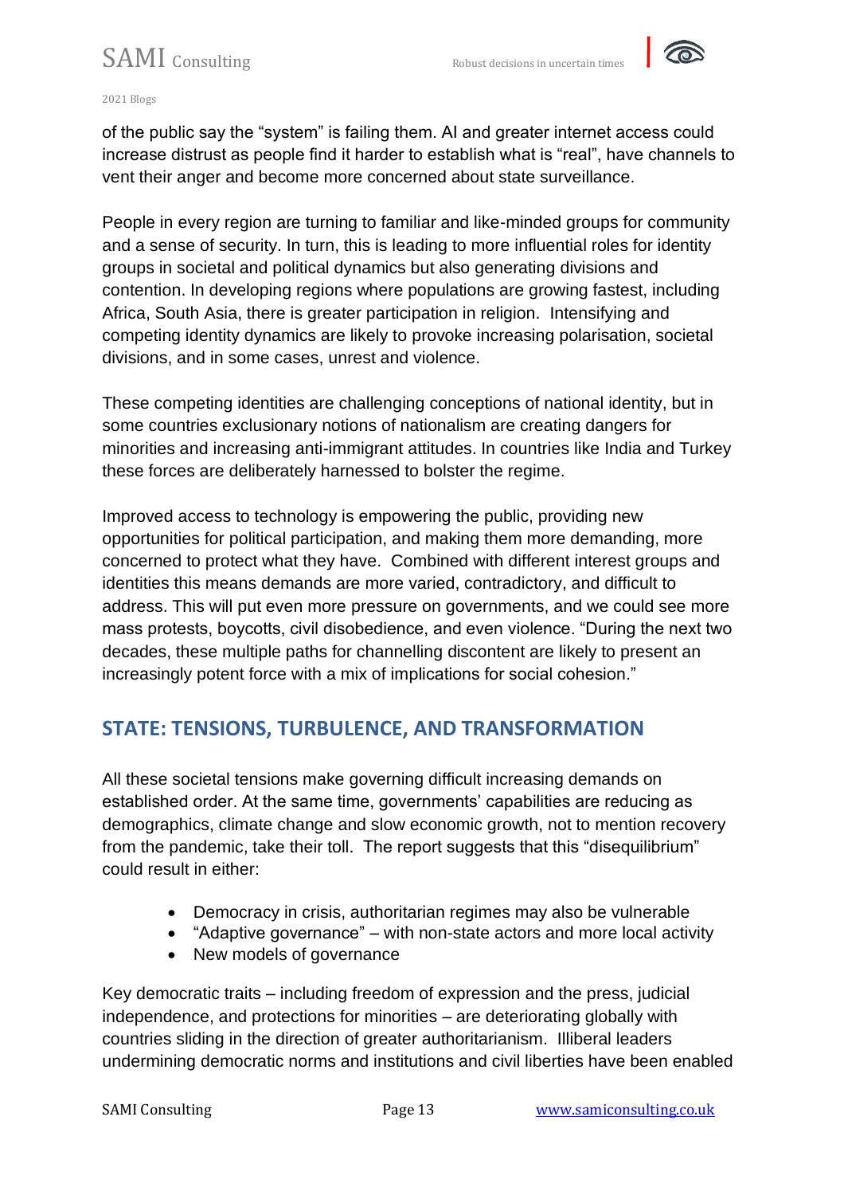of the public say the “system” is failing them. AI and greater internet access could increase distrust as people find it harder to establish what is “real”, have channels to vent their anger and become more concerned about state surveillance.

People in every region are turning to familiar and like-minded groups for community and a sense of security. In turn, this is leading to more influential roles for identity groups in societal and political dynamics but also generating divisions and contention. In developing regions where populations are growing fastest, including Africa, South Asia, there is greater participation in religion. Intensifying and competing identity dynamics are likely to provoke increasing polarisation, societal divisions, and in some cases, unrest and violence.

These competing identities are challenging conceptions of national identity, but in some countries exclusionary notions of nationalism are creating dangers for minorities and increasing anti-immigrant attitudes. In countries like India and Turkey these forces are deliberately harnessed to bolster the regime.

Improved access to technology is empowering the public, providing new opportunities for political participation, and making them more demanding, more concerned to protect what they have. Combined with different interest groups and identities this means demands are more varied, contradictory, and difficult to address. This will put even more pressure on governments, and we could see more mass protests, boycotts, civil disobedience, and even violence. “During the next two decades, these multiple paths for channelling discontent are likely to present an increasingly potent force with a mix of implications for social cohesion.”

## STATE: TENSIONS, TURBULENCE, AND TRANSFORMATION

All these societal tensions make governing difficult increasing demands on established order. At the same time, governments’ capabilities are reducing as demographics, climate change and slow economic growth, not to mention recovery from the pandemic, take their toll. The report suggests that this “disequilibrium” could result in either:

- Democracy in crisis, authoritarian regimes may also be vulnerable
- “Adaptive governance” – with non-state actors and more local activity
- New models of governance

Key democratic traits – including freedom of expression and the press, judicial independence, and protections for minorities – are deteriorating globally with countries sliding in the direction of greater authoritarianism. Illiberal leaders undermining democratic norms and institutions and civil liberties have been enabled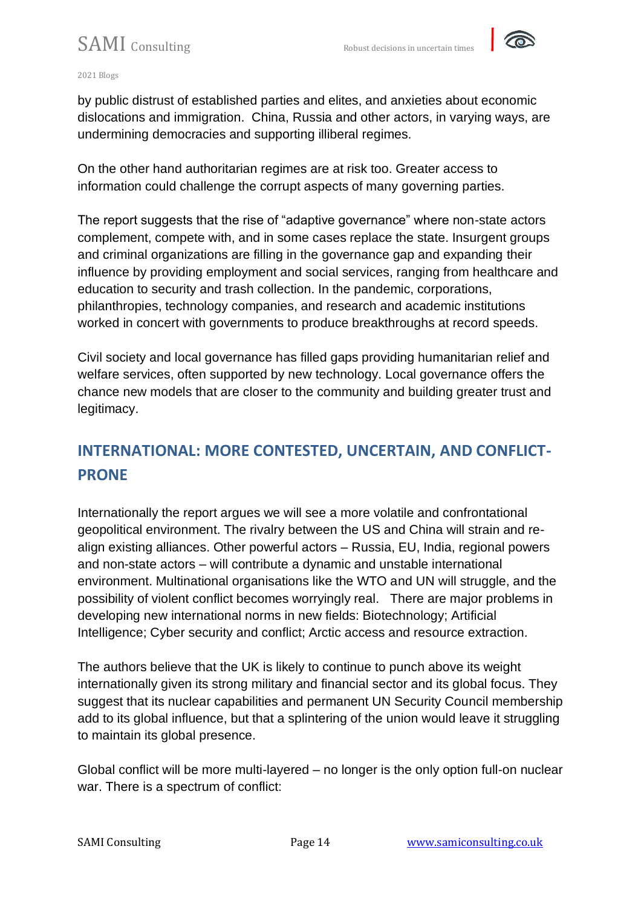by public distrust of established parties and elites, and anxieties about economic dislocations and immigration.  China, Russia and other actors, in varying ways, are undermining democracies and supporting illiberal regimes.

On the other hand authoritarian regimes are at risk too. Greater access to information could challenge the corrupt aspects of many governing parties.

The report suggests that the rise of "adaptive governance" where non-state actors complement, compete with, and in some cases replace the state. Insurgent groups and criminal organizations are filling in the governance gap and expanding their influence by providing employment and social services, ranging from healthcare and education to security and trash collection. In the pandemic, corporations, philanthropies, technology companies, and research and academic institutions worked in concert with governments to produce breakthroughs at record speeds.

Civil society and local governance has filled gaps providing humanitarian relief and welfare services, often supported by new technology. Local governance offers the chance new models that are closer to the community and building greater trust and legitimacy.

## INTERNATIONAL: MORE CONTESTED, UNCERTAIN, AND CONFLICT-PRONE

Internationally the report argues we will see a more volatile and confrontational geopolitical environment. The rivalry between the US and China will strain and re-align existing alliances. Other powerful actors – Russia, EU, India, regional powers and non-state actors – will contribute a dynamic and unstable international environment. Multinational organisations like the WTO and UN will struggle, and the possibility of violent conflict becomes worryingly real.   There are major problems in developing new international norms in new fields: Biotechnology; Artificial Intelligence; Cyber security and conflict; Arctic access and resource extraction.

The authors believe that the UK is likely to continue to punch above its weight internationally given its strong military and financial sector and its global focus. They suggest that its nuclear capabilities and permanent UN Security Council membership add to its global influence, but that a splintering of the union would leave it struggling to maintain its global presence.

Global conflict will be more multi-layered – no longer is the only option full-on nuclear war. There is a spectrum of conflict: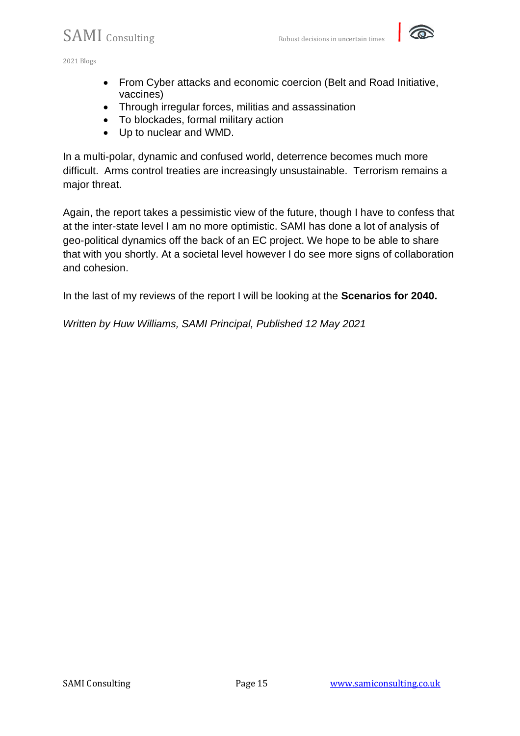- From Cyber attacks and economic coercion (Belt and Road Initiative, vaccines)
- Through irregular forces, militias and assassination
- To blockades, formal military action
- Up to nuclear and WMD.

In a multi-polar, dynamic and confused world, deterrence becomes much more difficult. Arms control treaties are increasingly unsustainable. Terrorism remains a major threat.

Again, the report takes a pessimistic view of the future, though I have to confess that at the inter-state level I am no more optimistic. SAMI has done a lot of analysis of geo-political dynamics off the back of an EC project. We hope to be able to share that with you shortly. At a societal level however I do see more signs of collaboration and cohesion.

In the last of my reviews of the report I will be looking at the **Scenarios for 2040.**

*Written by Huw Williams, SAMI Principal, Published 12 May 2021*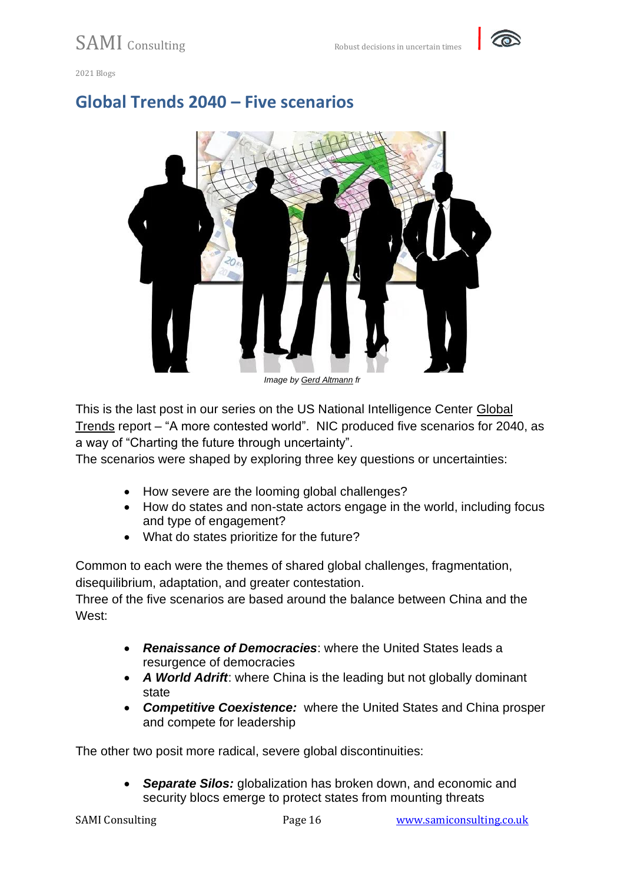2021 Blogs

# Global Trends 2040 – Five scenarios

*Image by Gerd Altmann fr*

This is the last post in our series on the US National Intelligence Center Global Trends report – "A more contested world". NIC produced five scenarios for 2040, as a way of "Charting the future through uncertainty".
The scenarios were shaped by exploring three key questions or uncertainties:

- How severe are the looming global challenges?
- How do states and non-state actors engage in the world, including focus and type of engagement?
- What do states prioritize for the future?

Common to each were the themes of shared global challenges, fragmentation, disequilibrium, adaptation, and greater contestation.
Three of the five scenarios are based around the balance between China and the West:

- ***Renaissance of Democracies***: where the United States leads a resurgence of democracies
- ***A World Adrift***: where China is the leading but not globally dominant state
- ***Competitive Coexistence:*** where the United States and China prosper and compete for leadership

The other two posit more radical, severe global discontinuities:

- ***Separate Silos:*** globalization has broken down, and economic and security blocs emerge to protect states from mounting threats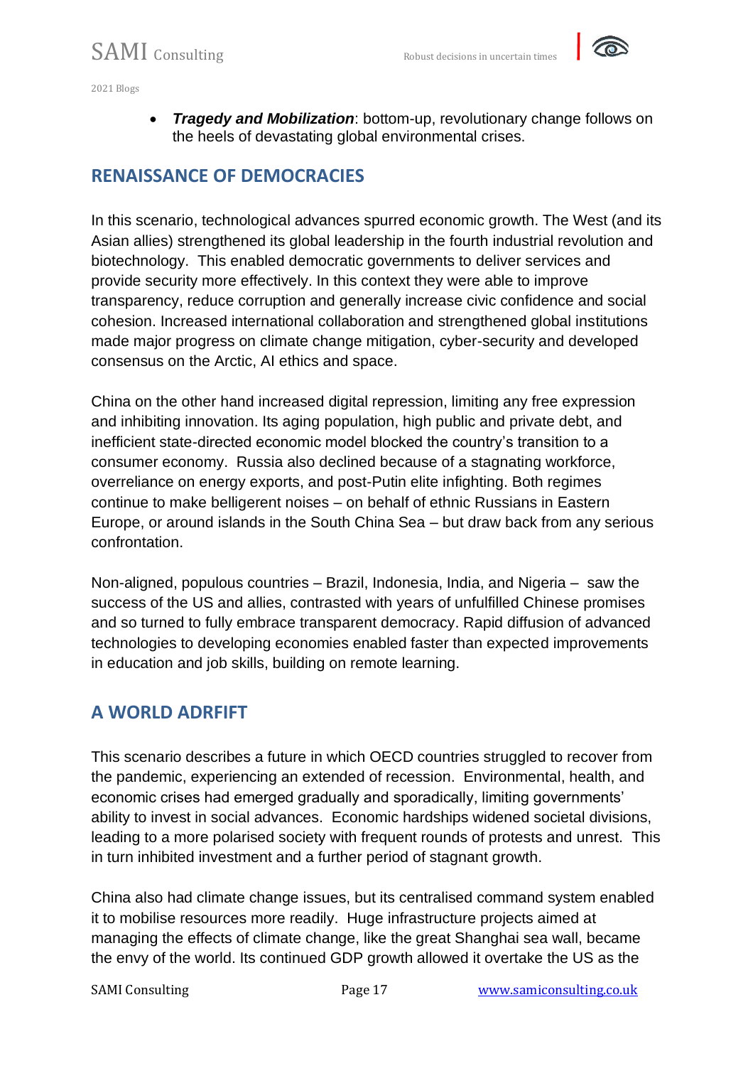- ***Tragedy and Mobilization***: bottom-up, revolutionary change follows on the heels of devastating global environmental crises.

## RENAISSANCE OF DEMOCRACIES

In this scenario, technological advances spurred economic growth. The West (and its Asian allies) strengthened its global leadership in the fourth industrial revolution and biotechnology. This enabled democratic governments to deliver services and provide security more effectively. In this context they were able to improve transparency, reduce corruption and generally increase civic confidence and social cohesion. Increased international collaboration and strengthened global institutions made major progress on climate change mitigation, cyber-security and developed consensus on the Arctic, AI ethics and space.

China on the other hand increased digital repression, limiting any free expression and inhibiting innovation. Its aging population, high public and private debt, and inefficient state-directed economic model blocked the country's transition to a consumer economy. Russia also declined because of a stagnating workforce, overreliance on energy exports, and post-Putin elite infighting. Both regimes continue to make belligerent noises – on behalf of ethnic Russians in Eastern Europe, or around islands in the South China Sea – but draw back from any serious confrontation.

Non-aligned, populous countries – Brazil, Indonesia, India, and Nigeria – saw the success of the US and allies, contrasted with years of unfulfilled Chinese promises and so turned to fully embrace transparent democracy. Rapid diffusion of advanced technologies to developing economies enabled faster than expected improvements in education and job skills, building on remote learning.

## A WORLD ADRFIFT

This scenario describes a future in which OECD countries struggled to recover from the pandemic, experiencing an extended of recession. Environmental, health, and economic crises had emerged gradually and sporadically, limiting governments' ability to invest in social advances. Economic hardships widened societal divisions, leading to a more polarised society with frequent rounds of protests and unrest. This in turn inhibited investment and a further period of stagnant growth.

China also had climate change issues, but its centralised command system enabled it to mobilise resources more readily. Huge infrastructure projects aimed at managing the effects of climate change, like the great Shanghai sea wall, became the envy of the world. Its continued GDP growth allowed it overtake the US as the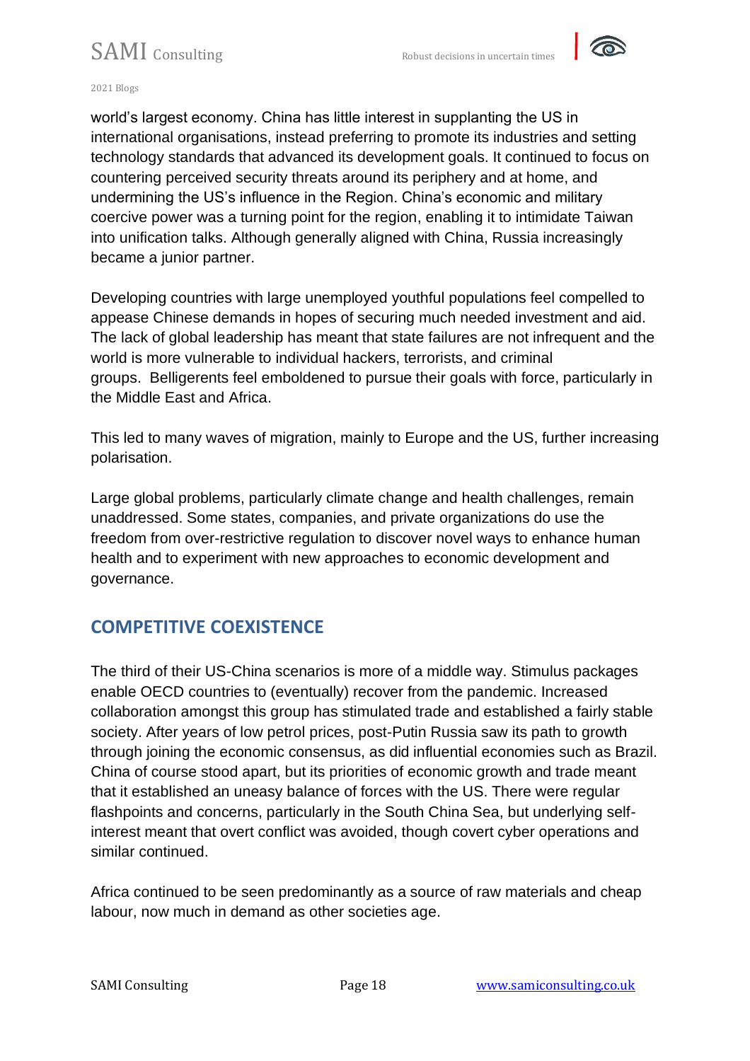world's largest economy. China has little interest in supplanting the US in international organisations, instead preferring to promote its industries and setting technology standards that advanced its development goals. It continued to focus on countering perceived security threats around its periphery and at home, and undermining the US's influence in the Region. China's economic and military coercive power was a turning point for the region, enabling it to intimidate Taiwan into unification talks. Although generally aligned with China, Russia increasingly became a junior partner.

Developing countries with large unemployed youthful populations feel compelled to appease Chinese demands in hopes of securing much needed investment and aid. The lack of global leadership has meant that state failures are not infrequent and the world is more vulnerable to individual hackers, terrorists, and criminal groups. Belligerents feel emboldened to pursue their goals with force, particularly in the Middle East and Africa.

This led to many waves of migration, mainly to Europe and the US, further increasing polarisation.

Large global problems, particularly climate change and health challenges, remain unaddressed. Some states, companies, and private organizations do use the freedom from over-restrictive regulation to discover novel ways to enhance human health and to experiment with new approaches to economic development and governance.

## COMPETITIVE COEXISTENCE

The third of their US-China scenarios is more of a middle way. Stimulus packages enable OECD countries to (eventually) recover from the pandemic. Increased collaboration amongst this group has stimulated trade and established a fairly stable society. After years of low petrol prices, post-Putin Russia saw its path to growth through joining the economic consensus, as did influential economies such as Brazil. China of course stood apart, but its priorities of economic growth and trade meant that it established an uneasy balance of forces with the US. There were regular flashpoints and concerns, particularly in the South China Sea, but underlying self-interest meant that overt conflict was avoided, though covert cyber operations and similar continued.

Africa continued to be seen predominantly as a source of raw materials and cheap labour, now much in demand as other societies age.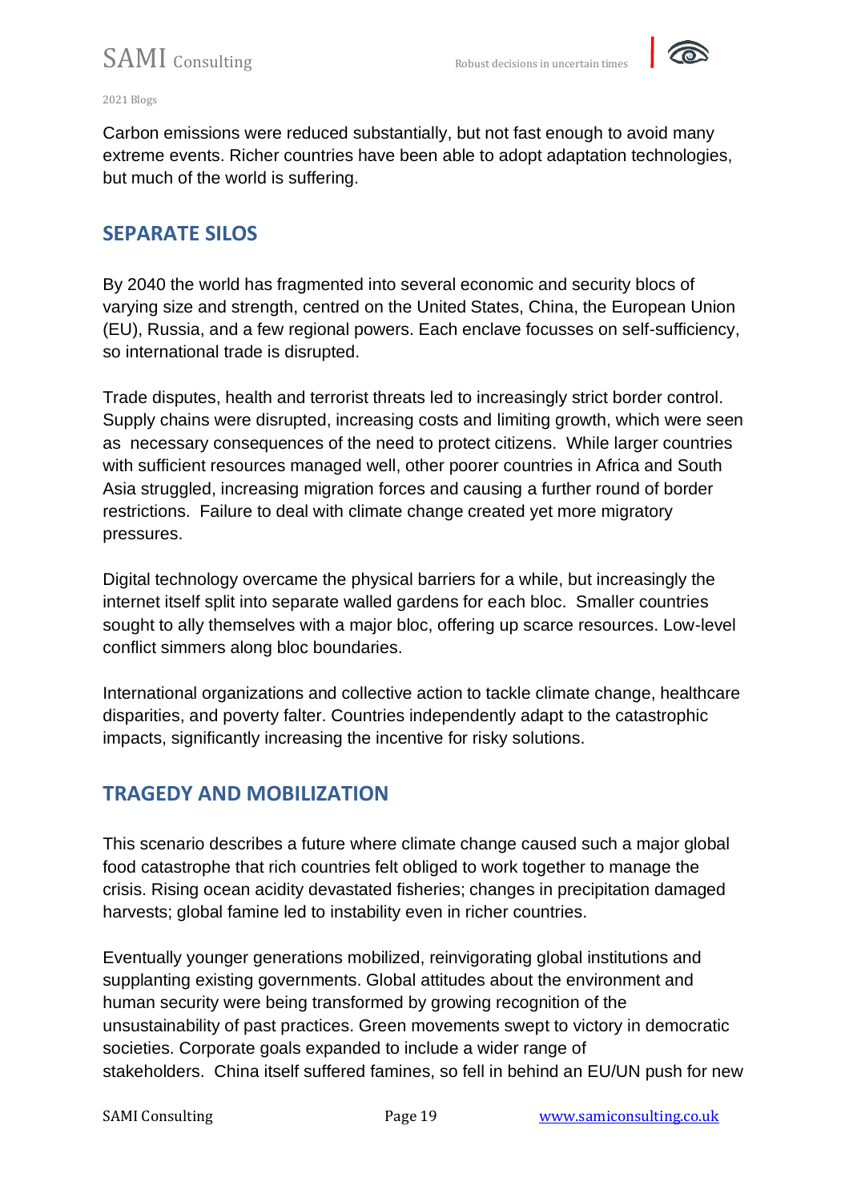Carbon emissions were reduced substantially, but not fast enough to avoid many extreme events. Richer countries have been able to adopt adaptation technologies, but much of the world is suffering.

## SEPARATE SILOS

By 2040 the world has fragmented into several economic and security blocs of varying size and strength, centred on the United States, China, the European Union (EU), Russia, and a few regional powers. Each enclave focusses on self-sufficiency, so international trade is disrupted.

Trade disputes, health and terrorist threats led to increasingly strict border control. Supply chains were disrupted, increasing costs and limiting growth, which were seen as necessary consequences of the need to protect citizens. While larger countries with sufficient resources managed well, other poorer countries in Africa and South Asia struggled, increasing migration forces and causing a further round of border restrictions. Failure to deal with climate change created yet more migratory pressures.

Digital technology overcame the physical barriers for a while, but increasingly the internet itself split into separate walled gardens for each bloc. Smaller countries sought to ally themselves with a major bloc, offering up scarce resources. Low-level conflict simmers along bloc boundaries.

International organizations and collective action to tackle climate change, healthcare disparities, and poverty falter. Countries independently adapt to the catastrophic impacts, significantly increasing the incentive for risky solutions.

## TRAGEDY AND MOBILIZATION

This scenario describes a future where climate change caused such a major global food catastrophe that rich countries felt obliged to work together to manage the crisis. Rising ocean acidity devastated fisheries; changes in precipitation damaged harvests; global famine led to instability even in richer countries.

Eventually younger generations mobilized, reinvigorating global institutions and supplanting existing governments. Global attitudes about the environment and human security were being transformed by growing recognition of the unsustainability of past practices. Green movements swept to victory in democratic societies. Corporate goals expanded to include a wider range of stakeholders. China itself suffered famines, so fell in behind an EU/UN push for new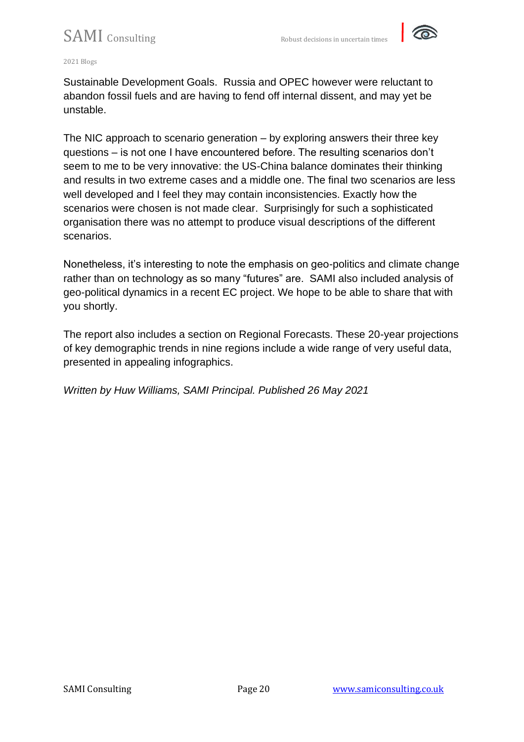Sustainable Development Goals.  Russia and OPEC however were reluctant to abandon fossil fuels and are having to fend off internal dissent, and may yet be unstable.

The NIC approach to scenario generation – by exploring answers their three key questions – is not one I have encountered before. The resulting scenarios don't seem to me to be very innovative: the US-China balance dominates their thinking and results in two extreme cases and a middle one. The final two scenarios are less well developed and I feel they may contain inconsistencies. Exactly how the scenarios were chosen is not made clear.  Surprisingly for such a sophisticated organisation there was no attempt to produce visual descriptions of the different scenarios.

Nonetheless, it's interesting to note the emphasis on geo-politics and climate change rather than on technology as so many "futures" are.  SAMI also included analysis of geo-political dynamics in a recent EC project. We hope to be able to share that with you shortly.

The report also includes a section on Regional Forecasts. These 20-year projections of key demographic trends in nine regions include a wide range of very useful data, presented in appealing infographics.

*Written by Huw Williams, SAMI Principal. Published 26 May 2021*